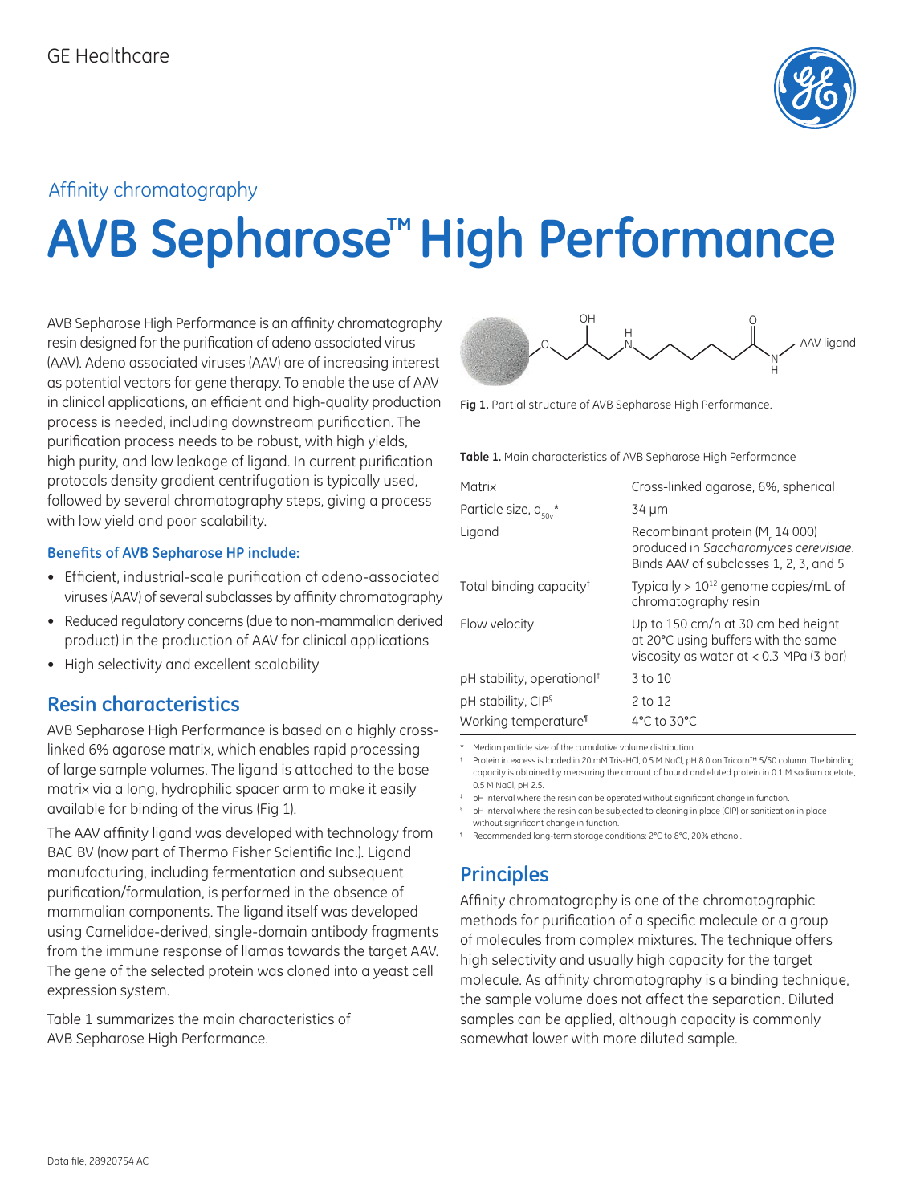GE Healthcare

Affinity chromatography

# AVB Sepharose™ High Performance

AVB Sepharose High Performance is an affinity chromatography resin designed for the purification of adeno associated virus (AAV). Adeno associated viruses (AAV) are of increasing interest as potential vectors for gene therapy. To enable the use of AAV in clinical applications, an efficient and high-quality production process is needed, including downstream purification. The purification process needs to be robust, with high yields, high purity, and low leakage of ligand. In current purification protocols density gradient centrifugation is typically used, followed by several chromatography steps, giving a process with low yield and poor scalability.

### Benefits of AVB Sepharose HP include:

- Efficient, industrial-scale purification of adeno-associated viruses (AAV) of several subclasses by affinity chromatography
- Reduced regulatory concerns (due to non-mammalian derived product) in the production of AAV for clinical applications
- High selectivity and excellent scalability

## Resin characteristics

AVB Sepharose High Performance is based on a highly cross-linked 6% agarose matrix, which enables rapid processing of large sample volumes. The ligand is attached to the base matrix via a long, hydrophilic spacer arm to make it easily available for binding of the virus (Fig 1).

The AAV affinity ligand was developed with technology from BAC BV (now part of Thermo Fisher Scientific Inc.). Ligand manufacturing, including fermentation and subsequent purification/formulation, is performed in the absence of mammalian components. The ligand itself was developed using Camelidae-derived, single-domain antibody fragments from the immune response of llamas towards the target AAV. The gene of the selected protein was cloned into a yeast cell expression system.

Table 1 summarizes the main characteristics of AVB Sepharose High Performance.

**Fig 1.** Partial structure of AVB Sepharose High Performance.

**Table 1.** Main characteristics of AVB Sepharose High Performance

| | |
|---|---|
| Matrix | Cross-linked agarose, 6%, spherical |
| Particle size, $d_{50v}$* | 34 µm |
| Ligand | Recombinant protein ($M_r$ 14 000) produced in *Saccharomyces cerevisiae*. Binds AAV of subclasses 1, 2, 3, and 5 |
| Total binding capacity† | Typically > $10^{12}$ genome copies/mL of chromatography resin |
| Flow velocity | Up to 150 cm/h at 30 cm bed height at 20°C using buffers with the same viscosity as water at < 0.3 MPa (3 bar) |
| pH stability, operational‡ | 3 to 10 |
| pH stability, CIP§ | 2 to 12 |
| Working temperature¶ | 4°C to 30°C |

\* Median particle size of the cumulative volume distribution.

† Protein in excess is loaded in 20 mM Tris-HCl, 0.5 M NaCl, pH 8.0 on Tricorn™ 5/50 column. The binding capacity is obtained by measuring the amount of bound and eluted protein in 0.1 M sodium acetate, 0.5 M NaCl, pH 2.5.

‡ pH interval where the resin can be operated without significant change in function.

§ pH interval where the resin can be subjected to cleaning in place (CIP) or sanitization in place without significant change in function.

¶ Recommended long-term storage conditions: 2°C to 8°C, 20% ethanol.

## Principles

Affinity chromatography is one of the chromatographic methods for purification of a specific molecule or a group of molecules from complex mixtures. The technique offers high selectivity and usually high capacity for the target molecule. As affinity chromatography is a binding technique, the sample volume does not affect the separation. Diluted samples can be applied, although capacity is commonly somewhat lower with more diluted sample.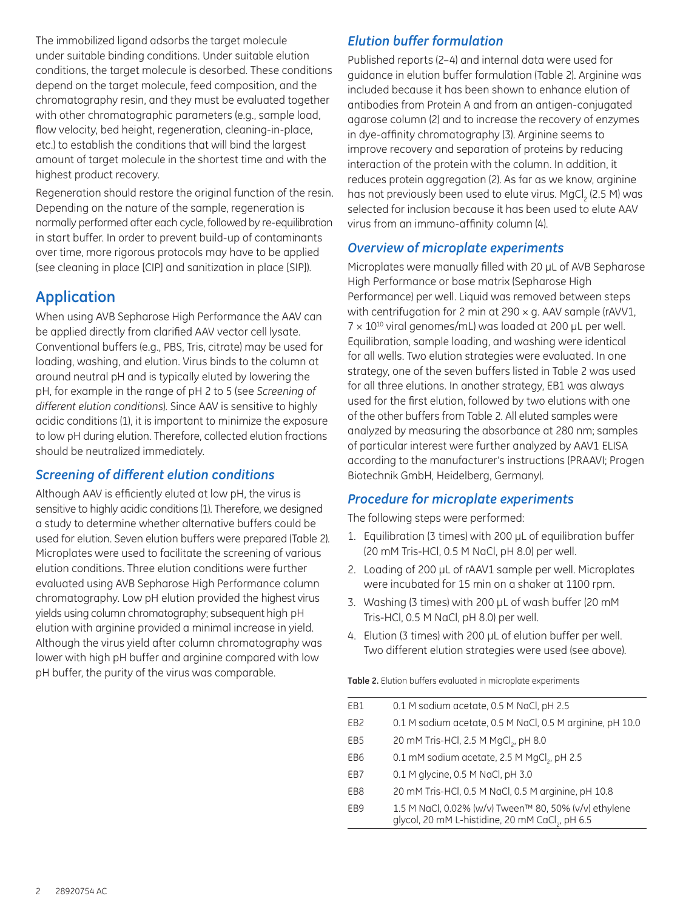The immobilized ligand adsorbs the target molecule under suitable binding conditions. Under suitable elution conditions, the target molecule is desorbed. These conditions depend on the target molecule, feed composition, and the chromatography resin, and they must be evaluated together with other chromatographic parameters (e.g., sample load, flow velocity, bed height, regeneration, cleaning-in-place, etc.) to establish the conditions that will bind the largest amount of target molecule in the shortest time and with the highest product recovery.

Regeneration should restore the original function of the resin. Depending on the nature of the sample, regeneration is normally performed after each cycle, followed by re-equilibration in start buffer. In order to prevent build-up of contaminants over time, more rigorous protocols may have to be applied (see cleaning in place [CIP] and sanitization in place [SIP]).

## Application

When using AVB Sepharose High Performance the AAV can be applied directly from clarified AAV vector cell lysate. Conventional buffers (e.g., PBS, Tris, citrate) may be used for loading, washing, and elution. Virus binds to the column at around neutral pH and is typically eluted by lowering the pH, for example in the range of pH 2 to 5 (see *Screening of different elution conditions*). Since AAV is sensitive to highly acidic conditions (1), it is important to minimize the exposure to low pH during elution. Therefore, collected elution fractions should be neutralized immediately.

### *Screening of different elution conditions*

Although AAV is efficiently eluted at low pH, the virus is sensitive to highly acidic conditions (1). Therefore, we designed a study to determine whether alternative buffers could be used for elution. Seven elution buffers were prepared (Table 2). Microplates were used to facilitate the screening of various elution conditions. Three elution conditions were further evaluated using AVB Sepharose High Performance column chromatography. Low pH elution provided the highest virus yields using column chromatography; subsequent high pH elution with arginine provided a minimal increase in yield. Although the virus yield after column chromatography was lower with high pH buffer and arginine compared with low pH buffer, the purity of the virus was comparable.

### *Elution buffer formulation*

Published reports (2–4) and internal data were used for guidance in elution buffer formulation (Table 2). Arginine was included because it has been shown to enhance elution of antibodies from Protein A and from an antigen-conjugated agarose column (2) and to increase the recovery of enzymes in dye-affinity chromatography (3). Arginine seems to improve recovery and separation of proteins by reducing interaction of the protein with the column. In addition, it reduces protein aggregation (2). As far as we know, arginine has not previously been used to elute virus. $MgCl_2$ (2.5 M) was selected for inclusion because it has been used to elute AAV virus from an immuno-affinity column (4).

### *Overview of microplate experiments*

Microplates were manually filled with 20 μL of AVB Sepharose High Performance or base matrix (Sepharose High Performance) per well. Liquid was removed between steps with centrifugation for 2 min at 290 × g. AAV sample (rAVV1, $7 \times 10^{10}$ viral genomes/mL) was loaded at 200 μL per well. Equilibration, sample loading, and washing were identical for all wells. Two elution strategies were evaluated. In one strategy, one of the seven buffers listed in Table 2 was used for all three elutions. In another strategy, EB1 was always used for the first elution, followed by two elutions with one of the other buffers from Table 2. All eluted samples were analyzed by measuring the absorbance at 280 nm; samples of particular interest were further analyzed by AAV1 ELISA according to the manufacturer's instructions (PRAAVI; Progen Biotechnik GmbH, Heidelberg, Germany).

### *Procedure for microplate experiments*

The following steps were performed:

1. Equilibration (3 times) with 200 μL of equilibration buffer (20 mM Tris-HCl, 0.5 M NaCl, pH 8.0) per well.
2. Loading of 200 μL of rAAV1 sample per well. Microplates were incubated for 15 min on a shaker at 1100 rpm.
3. Washing (3 times) with 200 μL of wash buffer (20 mM Tris-HCl, 0.5 M NaCl, pH 8.0) per well.
4. Elution (3 times) with 200 μL of elution buffer per well. Two different elution strategies were used (see above).

**Table 2.** Elution buffers evaluated in microplate experiments

| | |
|---|---|
| EB1 | 0.1 M sodium acetate, 0.5 M NaCl, pH 2.5 |
| EB2 | 0.1 M sodium acetate, 0.5 M NaCl, 0.5 M arginine, pH 10.0 |
| EB5 | 20 mM Tris-HCl, 2.5 M $MgCl_2$, pH 8.0 |
| EB6 | 0.1 mM sodium acetate, 2.5 M $MgCl_2$, pH 2.5 |
| EB7 | 0.1 M glycine, 0.5 M NaCl, pH 3.0 |
| EB8 | 20 mM Tris-HCl, 0.5 M NaCl, 0.5 M arginine, pH 10.8 |
| EB9 | 1.5 M NaCl, 0.02% (w/v) Tween™ 80, 50% (v/v) ethylene glycol, 20 mM L-histidine, 20 mM $CaCl_2$, pH 6.5 |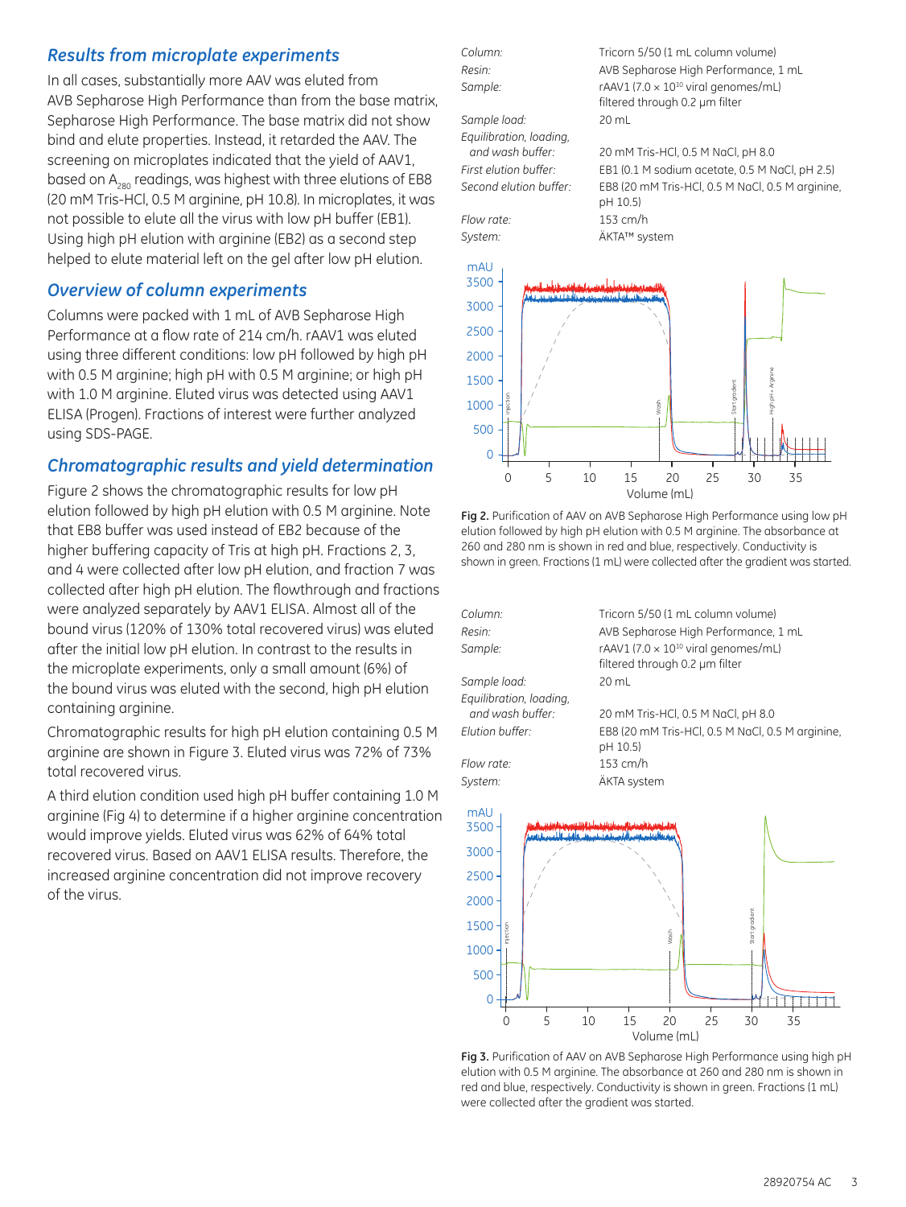## Results from microplate experiments

In all cases, substantially more AAV was eluted from AVB Sepharose High Performance than from the base matrix, Sepharose High Performance. The base matrix did not show bind and elute properties. Instead, it retarded the AAV. The screening on microplates indicated that the yield of AAV1, based on $A_{280}$ readings, was highest with three elutions of EB8 (20 mM Tris-HCl, 0.5 M arginine, pH 10.8). In microplates, it was not possible to elute all the virus with low pH buffer (EB1). Using high pH elution with arginine (EB2) as a second step helped to elute material left on the gel after low pH elution.

## Overview of column experiments

Columns were packed with 1 mL of AVB Sepharose High Performance at a flow rate of 214 cm/h. rAAV1 was eluted using three different conditions: low pH followed by high pH with 0.5 M arginine; high pH with 0.5 M arginine; or high pH with 1.0 M arginine. Eluted virus was detected using AAV1 ELISA (Progen). Fractions of interest were further analyzed using SDS-PAGE.

## Chromatographic results and yield determination

Figure 2 shows the chromatographic results for low pH elution followed by high pH elution with 0.5 M arginine. Note that EB8 buffer was used instead of EB2 because of the higher buffering capacity of Tris at high pH. Fractions 2, 3, and 4 were collected after low pH elution, and fraction 7 was collected after high pH elution. The flowthrough and fractions were analyzed separately by AAV1 ELISA. Almost all of the bound virus (120% of 130% total recovered virus) was eluted after the initial low pH elution. In contrast to the results in the microplate experiments, only a small amount (6%) of the bound virus was eluted with the second, high pH elution containing arginine.

Chromatographic results for high pH elution containing 0.5 M arginine are shown in Figure 3. Eluted virus was 72% of 73% total recovered virus.

A third elution condition used high pH buffer containing 1.0 M arginine (Fig 4) to determine if a higher arginine concentration would improve yields. Eluted virus was 62% of 64% total recovered virus. Based on AAV1 ELISA results. Therefore, the increased arginine concentration did not improve recovery of the virus.

| | |
|---|---|
| *Column:* | Tricorn 5/50 (1 mL column volume) |
| *Resin:* | AVB Sepharose High Performance, 1 mL |
| *Sample:* | rAAV1 ($7.0 \times 10^{10}$ viral genomes/mL) filtered through 0.2 µm filter |
| *Sample load:* | 20 mL |
| *Equilibration, loading, and wash buffer:* | 20 mM Tris-HCl, 0.5 M NaCl, pH 8.0 |
| *First elution buffer:* | EB1 (0.1 M sodium acetate, 0.5 M NaCl, pH 2.5) |
| *Second elution buffer:* | EB8 (20 mM Tris-HCl, 0.5 M NaCl, 0.5 M arginine, pH 10.5) |
| *Flow rate:* | 153 cm/h |
| *System:* | ÄKTA™ system |

**Fig 2.** Purification of AAV on AVB Sepharose High Performance using low pH elution followed by high pH elution with 0.5 M arginine. The absorbance at 260 and 280 nm is shown in red and blue, respectively. Conductivity is shown in green. Fractions (1 mL) were collected after the gradient was started.

| | |
|---|---|
| *Column:* | Tricorn 5/50 (1 mL column volume) |
| *Resin:* | AVB Sepharose High Performance, 1 mL |
| *Sample:* | rAAV1 ($7.0 \times 10^{10}$ viral genomes/mL) filtered through 0.2 µm filter |
| *Sample load:* | 20 mL |
| *Equilibration, loading, and wash buffer:* | 20 mM Tris-HCl, 0.5 M NaCl, pH 8.0 |
| *Elution buffer:* | EB8 (20 mM Tris-HCl, 0.5 M NaCl, 0.5 M arginine, pH 10.5) |
| *Flow rate:* | 153 cm/h |
| *System:* | ÄKTA system |

**Fig 3.** Purification of AAV on AVB Sepharose High Performance using high pH elution with 0.5 M arginine. The absorbance at 260 and 280 nm is shown in red and blue, respectively. Conductivity is shown in green. Fractions (1 mL) were collected after the gradient was started.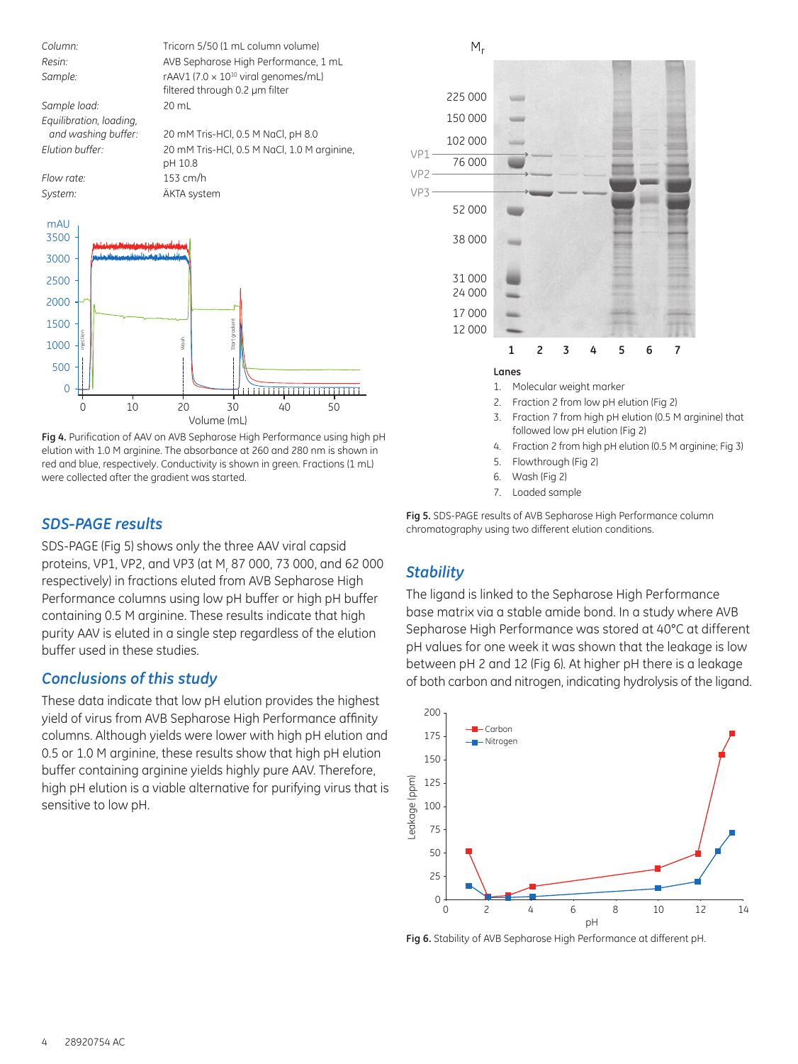| | |
|---|---|
| *Column:* | Tricorn 5/50 (1 mL column volume) |
| *Resin:* | AVB Sepharose High Performance, 1 mL |
| *Sample:* | rAAV1 ($7.0 \times 10^{10}$ viral genomes/mL) filtered through 0.2 µm filter |
| *Sample load:* | 20 mL |
| *Equilibration, loading, and washing buffer:* | 20 mM Tris-HCl, 0.5 M NaCl, pH 8.0 |
| *Elution buffer:* | 20 mM Tris-HCl, 0.5 M NaCl, 1.0 M arginine, pH 10.8 |
| *Flow rate:* | 153 cm/h |
| *System:* | ÄKTA system |

**Fig 4.** Purification of AAV on AVB Sepharose High Performance using high pH elution with 1.0 M arginine. The absorbance at 260 and 280 nm is shown in red and blue, respectively. Conductivity is shown in green. Fractions (1 mL) were collected after the gradient was started.

Lanes
1. Molecular weight marker
2. Fraction 2 from low pH elution (Fig 2)
3. Fraction 7 from high pH elution (0.5 M arginine) that followed low pH elution (Fig 2)
4. Fraction 2 from high pH elution (0.5 M arginine; Fig 3)
5. Flowthrough (Fig 2)
6. Wash (Fig 2)
7. Loaded sample

**Fig 5.** SDS-PAGE results of AVB Sepharose High Performance column chromatography using two different elution conditions.

## *SDS-PAGE results*

SDS-PAGE (Fig 5) shows only the three AAV viral capsid proteins, VP1, VP2, and VP3 (at $M_r$ 87 000, 73 000, and 62 000 respectively) in fractions eluted from AVB Sepharose High Performance columns using low pH buffer or high pH buffer containing 0.5 M arginine. These results indicate that high purity AAV is eluted in a single step regardless of the elution buffer used in these studies.

## *Conclusions of this study*

These data indicate that low pH elution provides the highest yield of virus from AVB Sepharose High Performance affinity columns. Although yields were lower with high pH elution and 0.5 or 1.0 M arginine, these results show that high pH elution buffer containing arginine yields highly pure AAV. Therefore, high pH elution is a viable alternative for purifying virus that is sensitive to low pH.

## *Stability*

The ligand is linked to the Sepharose High Performance base matrix via a stable amide bond. In a study where AVB Sepharose High Performance was stored at 40°C at different pH values for one week it was shown that the leakage is low between pH 2 and 12 (Fig 6). At higher pH there is a leakage of both carbon and nitrogen, indicating hydrolysis of the ligand.

**Fig 6.** Stability of AVB Sepharose High Performance at different pH.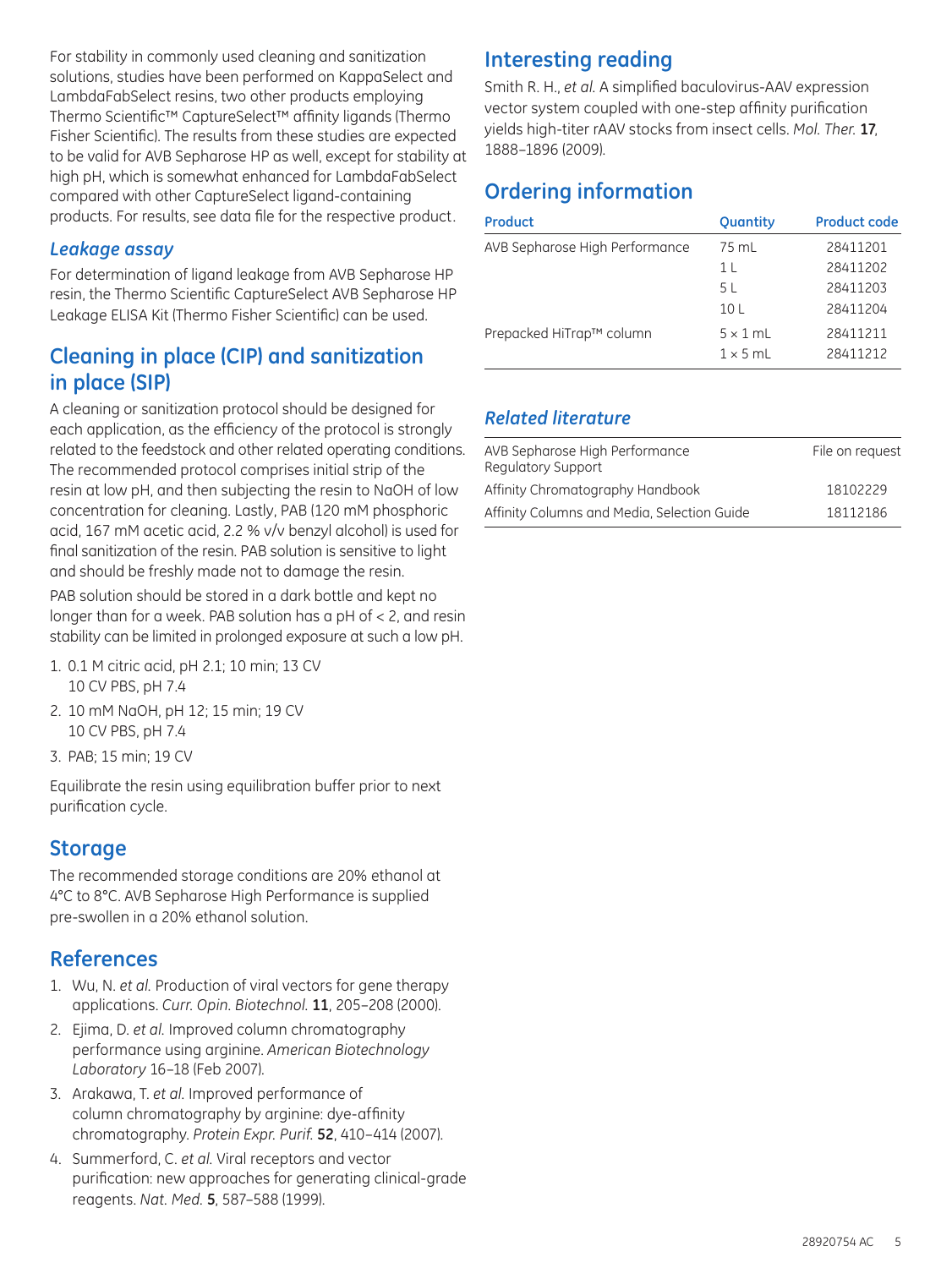For stability in commonly used cleaning and sanitization solutions, studies have been performed on KappaSelect and LambdaFabSelect resins, two other products employing Thermo Scientific™ CaptureSelect™ affinity ligands (Thermo Fisher Scientific). The results from these studies are expected to be valid for AVB Sepharose HP as well, except for stability at high pH, which is somewhat enhanced for LambdaFabSelect compared with other CaptureSelect ligand-containing products. For results, see data file for the respective product.

### *Leakage assay*

For determination of ligand leakage from AVB Sepharose HP resin, the Thermo Scientific CaptureSelect AVB Sepharose HP Leakage ELISA Kit (Thermo Fisher Scientific) can be used.

## Cleaning in place (CIP) and sanitization in place (SIP)

A cleaning or sanitization protocol should be designed for each application, as the efficiency of the protocol is strongly related to the feedstock and other related operating conditions. The recommended protocol comprises initial strip of the resin at low pH, and then subjecting the resin to NaOH of low concentration for cleaning. Lastly, PAB (120 mM phosphoric acid, 167 mM acetic acid, 2.2 % v/v benzyl alcohol) is used for final sanitization of the resin. PAB solution is sensitive to light and should be freshly made not to damage the resin.

PAB solution should be stored in a dark bottle and kept no longer than for a week. PAB solution has a pH of < 2, and resin stability can be limited in prolonged exposure at such a low pH.

1. 0.1 M citric acid, pH 2.1; 10 min; 13 CV
   10 CV PBS, pH 7.4
2. 10 mM NaOH, pH 12; 15 min; 19 CV
   10 CV PBS, pH 7.4
3. PAB; 15 min; 19 CV

Equilibrate the resin using equilibration buffer prior to next purification cycle.

## Storage

The recommended storage conditions are 20% ethanol at 4°C to 8°C. AVB Sepharose High Performance is supplied pre-swollen in a 20% ethanol solution.

## References

1. Wu, N. *et al.* Production of viral vectors for gene therapy applications. *Curr. Opin. Biotechnol.* **11**, 205–208 (2000).
2. Ejima, D. *et al.* Improved column chromatography performance using arginine. *American Biotechnology Laboratory* 16–18 (Feb 2007).
3. Arakawa, T. *et al.* Improved performance of column chromatography by arginine: dye-affinity chromatography. *Protein Expr. Purif.* **52**, 410–414 (2007).
4. Summerford, C. *et al.* Viral receptors and vector purification: new approaches for generating clinical-grade reagents. *Nat. Med.* **5**, 587–588 (1999).

## Interesting reading

Smith R. H., *et al.* A simplified baculovirus-AAV expression vector system coupled with one-step affinity purification yields high-titer rAAV stocks from insect cells. *Mol. Ther.* **17**, 1888–1896 (2009).

## Ordering information

| Product | Quantity | Product code |
|---|---|---|
| AVB Sepharose High Performance | 75 mL | 28411201 |
| | 1 L | 28411202 |
| | 5 L | 28411203 |
| | 10 L | 28411204 |
| Prepacked HiTrap™ column | 5 × 1 mL | 28411211 |
| | 1 × 5 mL | 28411212 |

### *Related literature*

| | |
|---|---|
| AVB Sepharose High Performance Regulatory Support | File on request |
| Affinity Chromatography Handbook | 18102229 |
| Affinity Columns and Media, Selection Guide | 18112186 |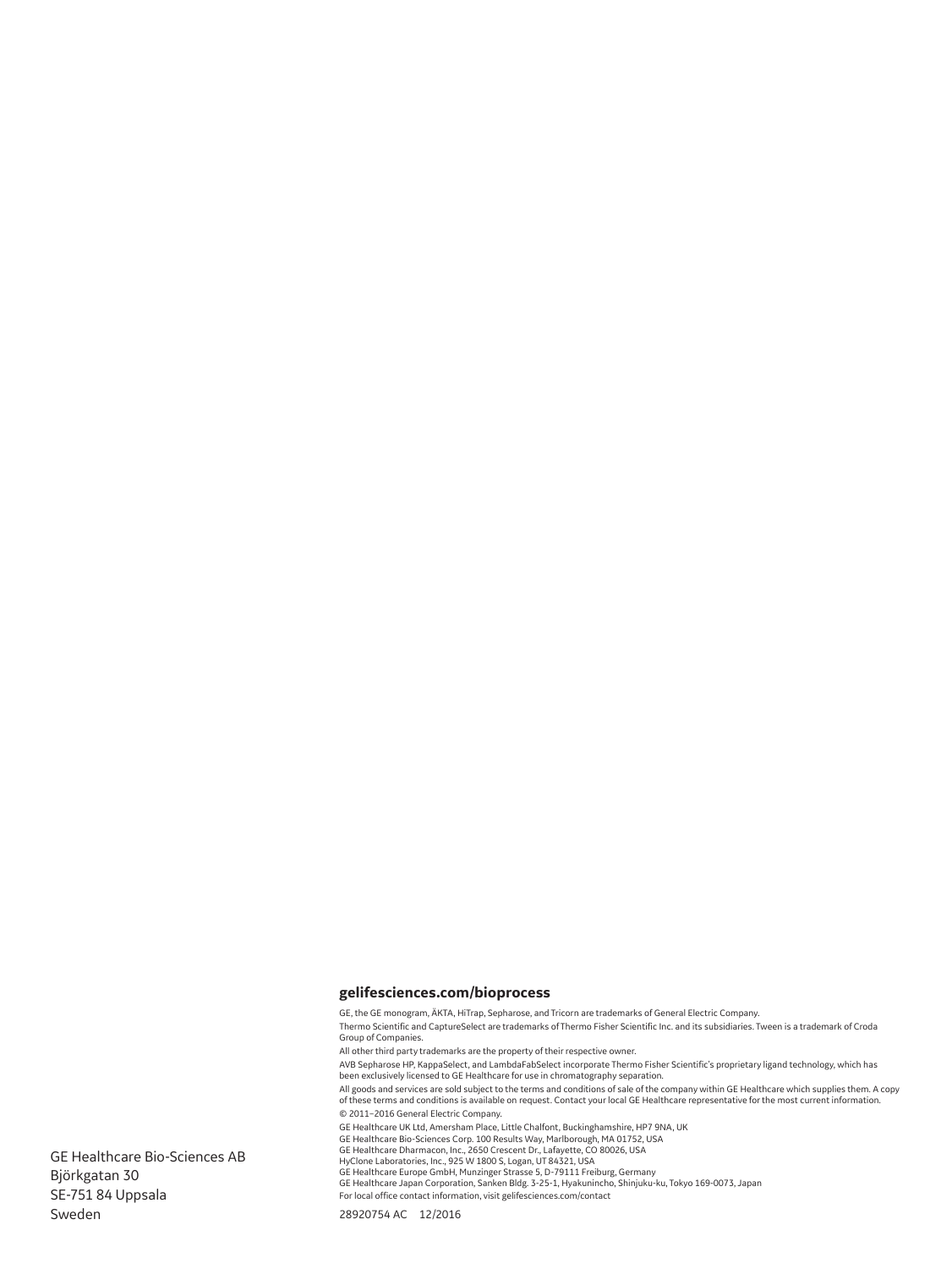**gelifesciences.com/bioprocess**

GE, the GE monogram, ÄKTA, HiTrap, Sepharose, and Tricorn are trademarks of General Electric Company.

Thermo Scientific and CaptureSelect are trademarks of Thermo Fisher Scientific Inc. and its subsidiaries. Tween is a trademark of Croda Group of Companies.

All other third party trademarks are the property of their respective owner.

AVB Sepharose HP, KappaSelect, and LambdaFabSelect incorporate Thermo Fisher Scientific's proprietary ligand technology, which has been exclusively licensed to GE Healthcare for use in chromatography separation.

All goods and services are sold subject to the terms and conditions of sale of the company within GE Healthcare which supplies them. A copy of these terms and conditions is available on request. Contact your local GE Healthcare representative for the most current information.

© 2011–2016 General Electric Company.

GE Healthcare UK Ltd, Amersham Place, Little Chalfont, Buckinghamshire, HP7 9NA, UK
GE Healthcare Bio-Sciences Corp. 100 Results Way, Marlborough, MA 01752, USA
GE Healthcare Dharmacon, Inc., 2650 Crescent Dr., Lafayette, CO 80026, USA
HyClone Laboratories, Inc., 925 W 1800 S, Logan, UT 84321, USA
GE Healthcare Europe GmbH, Munzinger Strasse 5, D-79111 Freiburg, Germany
GE Healthcare Japan Corporation, Sanken Bldg. 3-25-1, Hyakunincho, Shinjuku-ku, Tokyo 169-0073, Japan
For local office contact information, visit gelifesciences.com/contact

28920754 AC 12/2016

GE Healthcare Bio-Sciences AB
Björkgatan 30
SE-751 84 Uppsala
Sweden